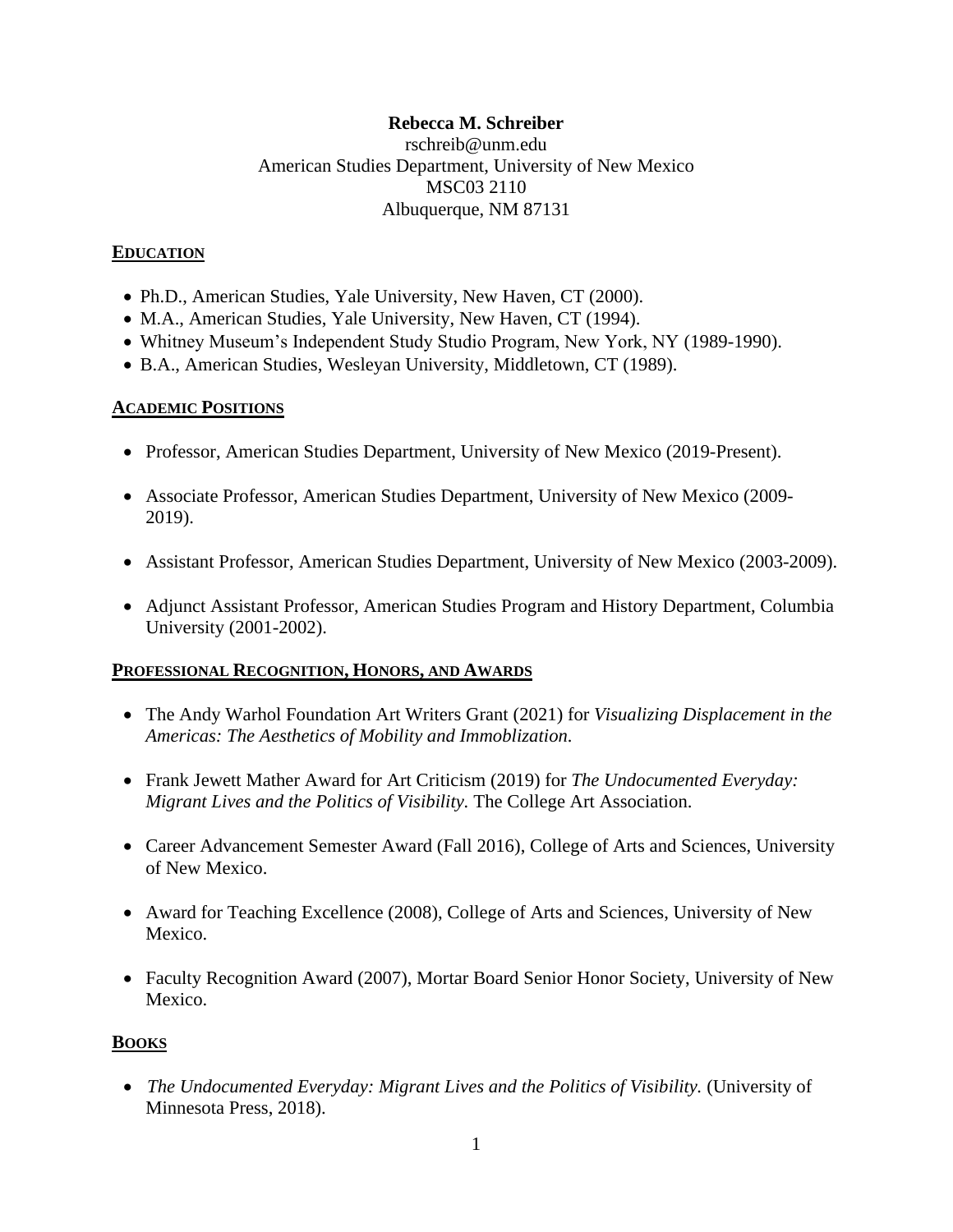**Rebecca M. Schreiber**
rschreib@unm.edu
American Studies Department, University of New Mexico
MSC03 2110
Albuquerque, NM 87131

## EDUCATION

- Ph.D., American Studies, Yale University, New Haven, CT (2000).
- M.A., American Studies, Yale University, New Haven, CT (1994).
- Whitney Museum's Independent Study Studio Program, New York, NY (1989-1990).
- B.A., American Studies, Wesleyan University, Middletown, CT (1989).

## ACADEMIC POSITIONS

- Professor, American Studies Department, University of New Mexico (2019-Present).
- Associate Professor, American Studies Department, University of New Mexico (2009-2019).
- Assistant Professor, American Studies Department, University of New Mexico (2003-2009).
- Adjunct Assistant Professor, American Studies Program and History Department, Columbia University (2001-2002).

## PROFESSIONAL RECOGNITION, HONORS, AND AWARDS

- The Andy Warhol Foundation Art Writers Grant (2021) for *Visualizing Displacement in the Americas: The Aesthetics of Mobility and Immoblization*.
- Frank Jewett Mather Award for Art Criticism (2019) for *The Undocumented Everyday: Migrant Lives and the Politics of Visibility.* The College Art Association.
- Career Advancement Semester Award (Fall 2016), College of Arts and Sciences, University of New Mexico.
- Award for Teaching Excellence (2008), College of Arts and Sciences, University of New Mexico.
- Faculty Recognition Award (2007), Mortar Board Senior Honor Society, University of New Mexico.

## BOOKS

- *The Undocumented Everyday: Migrant Lives and the Politics of Visibility.* (University of Minnesota Press, 2018).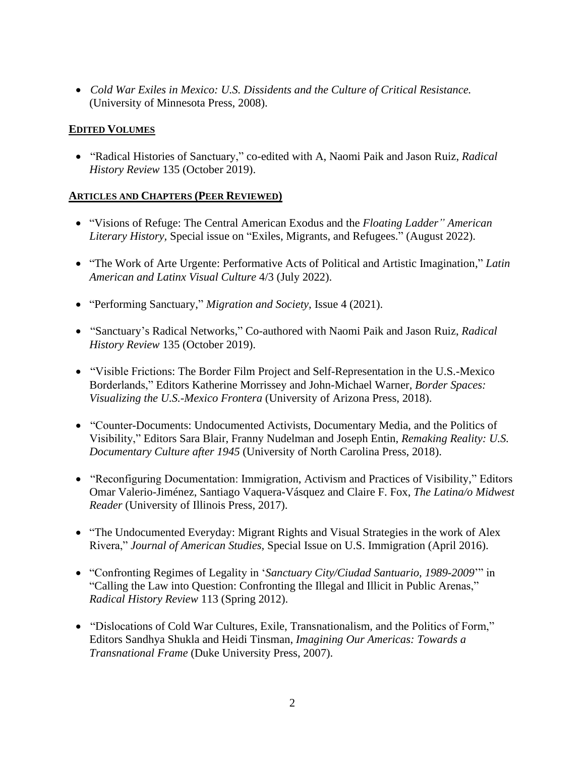- *Cold War Exiles in Mexico: U.S. Dissidents and the Culture of Critical Resistance.* (University of Minnesota Press, 2008).

## EDITED VOLUMES

- "Radical Histories of Sanctuary," co-edited with A, Naomi Paik and Jason Ruiz, *Radical History Review* 135 (October 2019).

## ARTICLES AND CHAPTERS (PEER REVIEWED)

- "Visions of Refuge: The Central American Exodus and the *Floating Ladder" American Literary History,* Special issue on "Exiles, Migrants, and Refugees." (August 2022).

- "The Work of Arte Urgente: Performative Acts of Political and Artistic Imagination," *Latin American and Latinx Visual Culture* 4/3 (July 2022).

- "Performing Sanctuary," *Migration and Society,* Issue 4 (2021).

- "Sanctuary's Radical Networks," Co-authored with Naomi Paik and Jason Ruiz, *Radical History Review* 135 (October 2019).

- "Visible Frictions: The Border Film Project and Self-Representation in the U.S.-Mexico Borderlands," Editors Katherine Morrissey and John-Michael Warner, *Border Spaces: Visualizing the U.S.-Mexico Frontera* (University of Arizona Press, 2018).

- "Counter-Documents: Undocumented Activists, Documentary Media, and the Politics of Visibility," Editors Sara Blair, Franny Nudelman and Joseph Entin, *Remaking Reality: U.S. Documentary Culture after 1945* (University of North Carolina Press, 2018).

- "Reconfiguring Documentation: Immigration, Activism and Practices of Visibility," Editors Omar Valerio-Jiménez, Santiago Vaquera-Vásquez and Claire F. Fox, *The Latina/o Midwest Reader* (University of Illinois Press, 2017).

- "The Undocumented Everyday: Migrant Rights and Visual Strategies in the work of Alex Rivera," *Journal of American Studies,* Special Issue on U.S. Immigration (April 2016).

- "Confronting Regimes of Legality in '*Sanctuary City/Ciudad Santuario, 1989-2009*'" in "Calling the Law into Question: Confronting the Illegal and Illicit in Public Arenas," *Radical History Review* 113 (Spring 2012).

- "Dislocations of Cold War Cultures, Exile, Transnationalism, and the Politics of Form," Editors Sandhya Shukla and Heidi Tinsman, *Imagining Our Americas: Towards a Transnational Frame* (Duke University Press, 2007).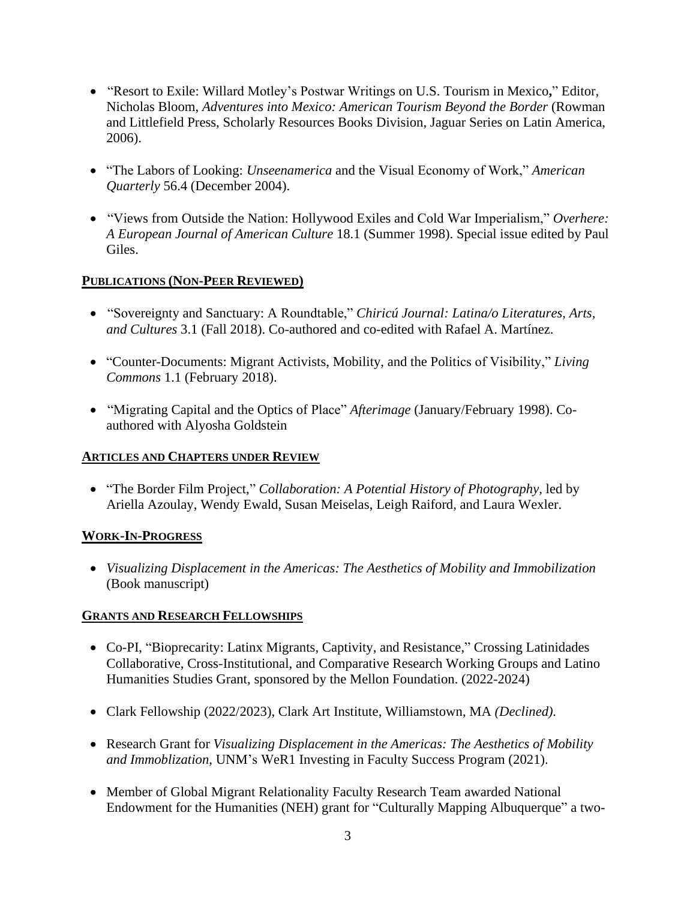- "Resort to Exile: Willard Motley's Postwar Writings on U.S. Tourism in Mexico**,**" Editor, Nicholas Bloom, *Adventures into Mexico: American Tourism Beyond the Border* (Rowman and Littlefield Press, Scholarly Resources Books Division, Jaguar Series on Latin America, 2006).

- "The Labors of Looking: *Unseenamerica* and the Visual Economy of Work," *American Quarterly* 56.4 (December 2004).

- "Views from Outside the Nation: Hollywood Exiles and Cold War Imperialism," *Overhere: A European Journal of American Culture* 18.1 (Summer 1998). Special issue edited by Paul Giles.

## PUBLICATIONS (NON-PEER REVIEWED)

- "Sovereignty and Sanctuary: A Roundtable," *Chiricú Journal: Latina/o Literatures, Arts, and Cultures* 3.1 (Fall 2018). Co-authored and co-edited with Rafael A. Martínez.

- "Counter-Documents: Migrant Activists, Mobility, and the Politics of Visibility," *Living Commons* 1.1 (February 2018).

- "Migrating Capital and the Optics of Place" *Afterimage* (January/February 1998). Co-authored with Alyosha Goldstein

## ARTICLES AND CHAPTERS UNDER REVIEW

- "The Border Film Project," *Collaboration: A Potential History of Photography,* led by Ariella Azoulay, Wendy Ewald, Susan Meiselas, Leigh Raiford, and Laura Wexler.

## WORK-IN-PROGRESS

- *Visualizing Displacement in the Americas: The Aesthetics of Mobility and Immobilization* (Book manuscript)

## GRANTS AND RESEARCH FELLOWSHIPS

- Co-PI, "Bioprecarity: Latinx Migrants, Captivity, and Resistance," Crossing Latinidades Collaborative, Cross-Institutional, and Comparative Research Working Groups and Latino Humanities Studies Grant, sponsored by the Mellon Foundation. (2022-2024)

- Clark Fellowship (2022/2023), Clark Art Institute, Williamstown, MA *(Declined).*

- Research Grant for *Visualizing Displacement in the Americas: The Aesthetics of Mobility and Immoblization*, UNM's WeR1 Investing in Faculty Success Program (2021).

- Member of Global Migrant Relationality Faculty Research Team awarded National Endowment for the Humanities (NEH) grant for "Culturally Mapping Albuquerque" a two-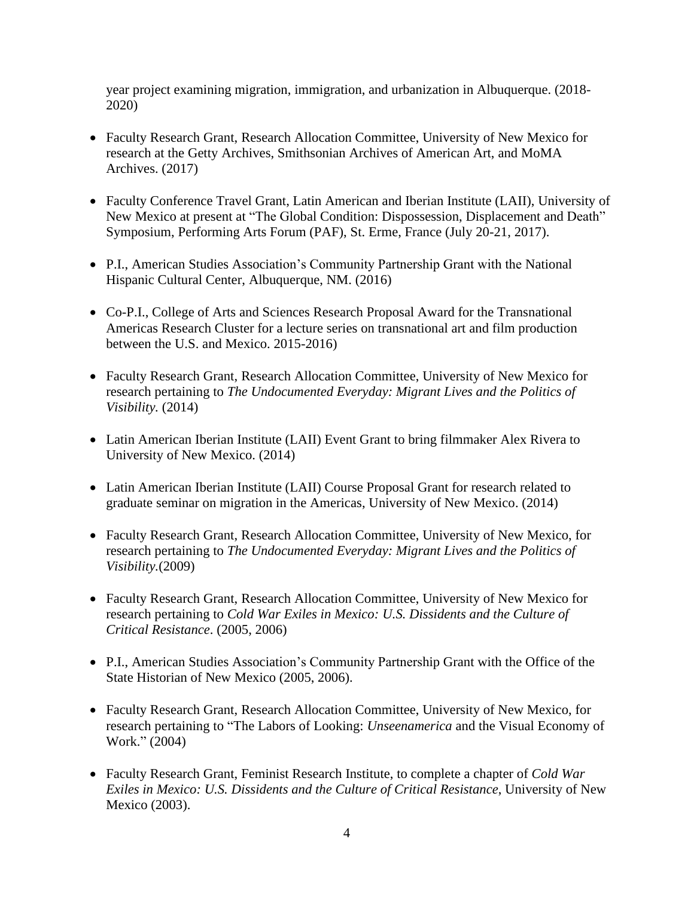year project examining migration, immigration, and urbanization in Albuquerque. (2018-2020)

- Faculty Research Grant, Research Allocation Committee, University of New Mexico for research at the Getty Archives, Smithsonian Archives of American Art, and MoMA Archives. (2017)

- Faculty Conference Travel Grant, Latin American and Iberian Institute (LAII), University of New Mexico at present at "The Global Condition: Dispossession, Displacement and Death" Symposium, Performing Arts Forum (PAF), St. Erme, France (July 20-21, 2017).

- P.I., American Studies Association's Community Partnership Grant with the National Hispanic Cultural Center, Albuquerque, NM. (2016)

- Co-P.I., College of Arts and Sciences Research Proposal Award for the Transnational Americas Research Cluster for a lecture series on transnational art and film production between the U.S. and Mexico. 2015-2016)

- Faculty Research Grant, Research Allocation Committee, University of New Mexico for research pertaining to *The Undocumented Everyday: Migrant Lives and the Politics of Visibility.* (2014)

- Latin American Iberian Institute (LAII) Event Grant to bring filmmaker Alex Rivera to University of New Mexico. (2014)

- Latin American Iberian Institute (LAII) Course Proposal Grant for research related to graduate seminar on migration in the Americas, University of New Mexico. (2014)

- Faculty Research Grant, Research Allocation Committee, University of New Mexico, for research pertaining to *The Undocumented Everyday: Migrant Lives and the Politics of Visibility*.(2009)

- Faculty Research Grant, Research Allocation Committee, University of New Mexico for research pertaining to *Cold War Exiles in Mexico: U.S. Dissidents and the Culture of Critical Resistance*. (2005, 2006)

- P.I., American Studies Association's Community Partnership Grant with the Office of the State Historian of New Mexico (2005, 2006).

- Faculty Research Grant, Research Allocation Committee, University of New Mexico, for research pertaining to "The Labors of Looking: *Unseenamerica* and the Visual Economy of Work." (2004)

- Faculty Research Grant, Feminist Research Institute, to complete a chapter of *Cold War Exiles in Mexico: U.S. Dissidents and the Culture of Critical Resistance*, University of New Mexico (2003).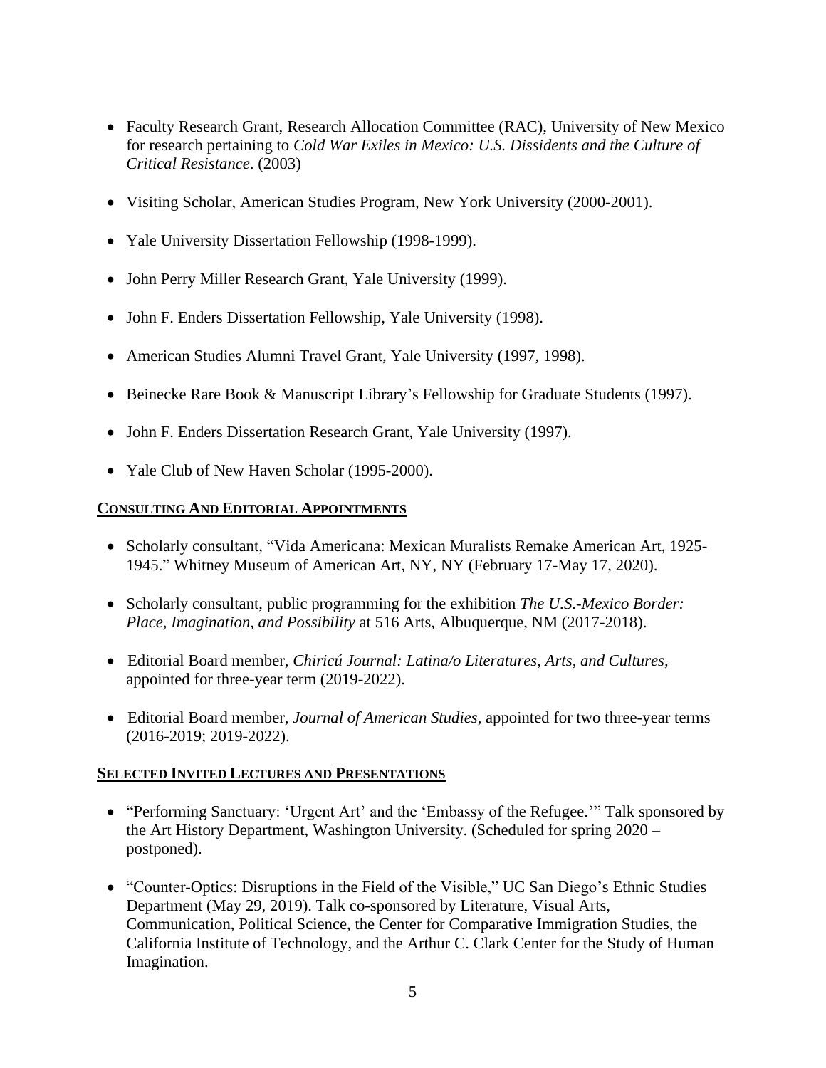- Faculty Research Grant, Research Allocation Committee (RAC), University of New Mexico for research pertaining to *Cold War Exiles in Mexico: U.S. Dissidents and the Culture of Critical Resistance*. (2003)

- Visiting Scholar, American Studies Program, New York University (2000-2001).

- Yale University Dissertation Fellowship (1998-1999).

- John Perry Miller Research Grant, Yale University (1999).

- John F. Enders Dissertation Fellowship, Yale University (1998).

- American Studies Alumni Travel Grant, Yale University (1997, 1998).

- Beinecke Rare Book & Manuscript Library's Fellowship for Graduate Students (1997).

- John F. Enders Dissertation Research Grant, Yale University (1997).

- Yale Club of New Haven Scholar (1995-2000).

## CONSULTING AND EDITORIAL APPOINTMENTS

- Scholarly consultant, "Vida Americana: Mexican Muralists Remake American Art, 1925-1945." Whitney Museum of American Art, NY, NY (February 17-May 17, 2020).

- Scholarly consultant, public programming for the exhibition *The U.S.-Mexico Border: Place, Imagination, and Possibility* at 516 Arts, Albuquerque, NM (2017-2018).

- Editorial Board member, *Chiricú Journal: Latina/o Literatures, Arts, and Cultures,* appointed for three-year term (2019-2022).

- Editorial Board member, *Journal of American Studies,* appointed for two three-year terms (2016-2019; 2019-2022).

## SELECTED INVITED LECTURES AND PRESENTATIONS

- "Performing Sanctuary: 'Urgent Art' and the 'Embassy of the Refugee.'" Talk sponsored by the Art History Department, Washington University. (Scheduled for spring 2020 – postponed).

- "Counter-Optics: Disruptions in the Field of the Visible," UC San Diego's Ethnic Studies Department (May 29, 2019). Talk co-sponsored by Literature, Visual Arts, Communication, Political Science, the Center for Comparative Immigration Studies, the California Institute of Technology, and the Arthur C. Clark Center for the Study of Human Imagination.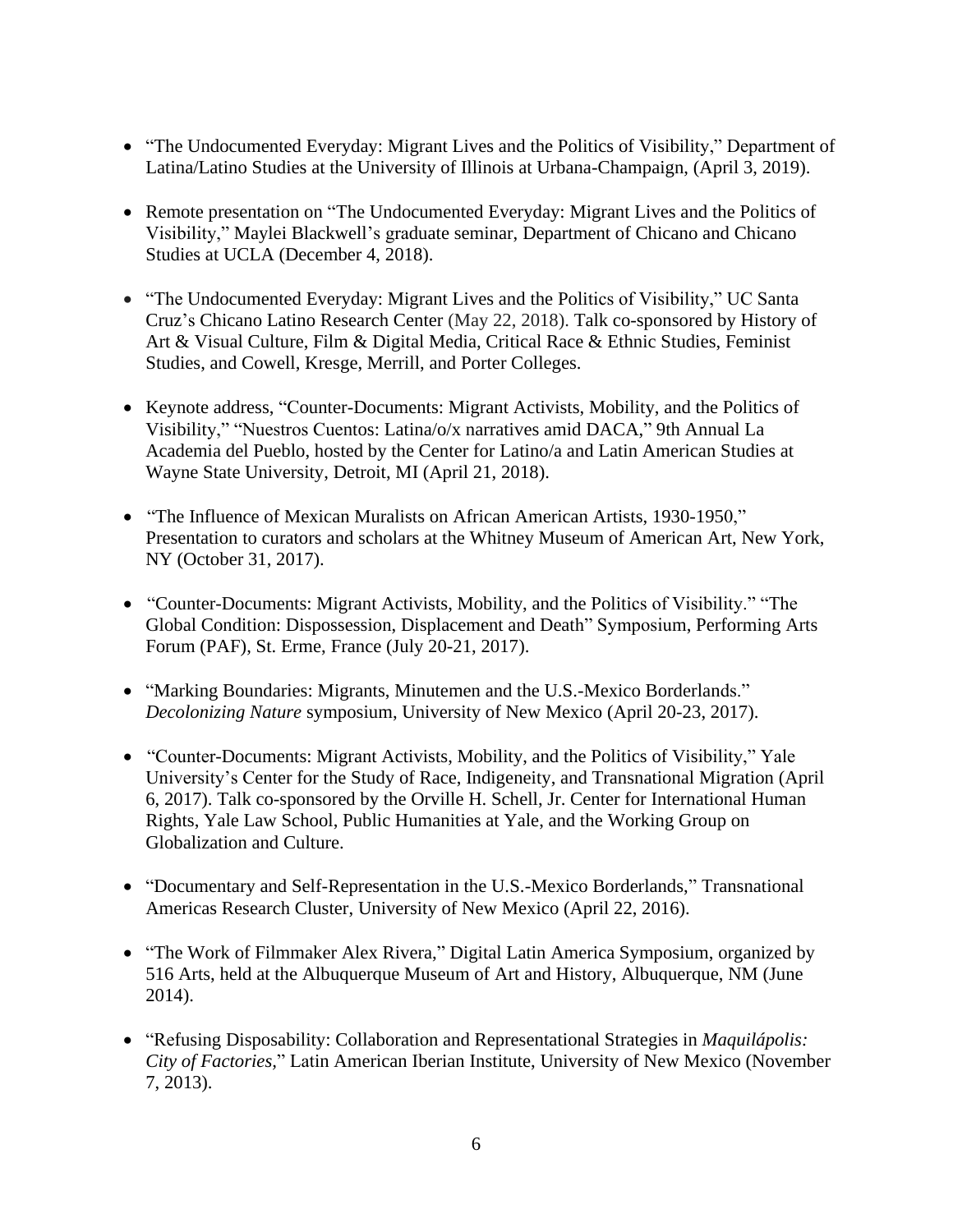- "The Undocumented Everyday: Migrant Lives and the Politics of Visibility," Department of Latina/Latino Studies at the University of Illinois at Urbana-Champaign, (April 3, 2019).

- Remote presentation on "The Undocumented Everyday: Migrant Lives and the Politics of Visibility," Maylei Blackwell's graduate seminar, Department of Chicano and Chicano Studies at UCLA (December 4, 2018).

- "The Undocumented Everyday: Migrant Lives and the Politics of Visibility," UC Santa Cruz's Chicano Latino Research Center (May 22, 2018). Talk co-sponsored by History of Art & Visual Culture, Film & Digital Media, Critical Race & Ethnic Studies, Feminist Studies, and Cowell, Kresge, Merrill, and Porter Colleges.

- Keynote address, "Counter-Documents: Migrant Activists, Mobility, and the Politics of Visibility," "Nuestros Cuentos: Latina/o/x narratives amid DACA," 9th Annual La Academia del Pueblo, hosted by the Center for Latino/a and Latin American Studies at Wayne State University, Detroit, MI (April 21, 2018).

- "The Influence of Mexican Muralists on African American Artists, 1930-1950," Presentation to curators and scholars at the Whitney Museum of American Art, New York, NY (October 31, 2017).

- "Counter-Documents: Migrant Activists, Mobility, and the Politics of Visibility." "The Global Condition: Dispossession, Displacement and Death" Symposium, Performing Arts Forum (PAF), St. Erme, France (July 20-21, 2017).

- "Marking Boundaries: Migrants, Minutemen and the U.S.-Mexico Borderlands." *Decolonizing Nature* symposium, University of New Mexico (April 20-23, 2017).

- "Counter-Documents: Migrant Activists, Mobility, and the Politics of Visibility," Yale University's Center for the Study of Race, Indigeneity, and Transnational Migration (April 6, 2017). Talk co-sponsored by the Orville H. Schell, Jr. Center for International Human Rights, Yale Law School, Public Humanities at Yale, and the Working Group on Globalization and Culture.

- "Documentary and Self-Representation in the U.S.-Mexico Borderlands," Transnational Americas Research Cluster, University of New Mexico (April 22, 2016).

- "The Work of Filmmaker Alex Rivera," Digital Latin America Symposium, organized by 516 Arts, held at the Albuquerque Museum of Art and History, Albuquerque, NM (June 2014).

- "Refusing Disposability: Collaboration and Representational Strategies in *Maquilápolis: City of Factories*," Latin American Iberian Institute, University of New Mexico (November 7, 2013).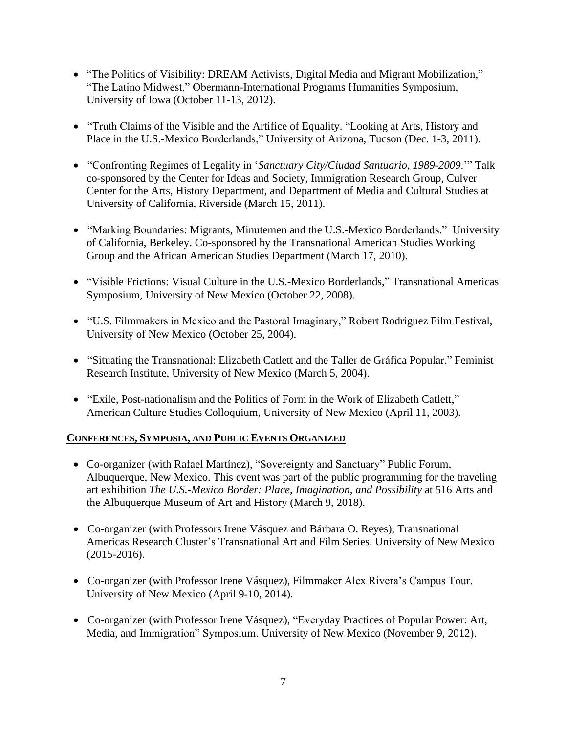- "The Politics of Visibility: DREAM Activists, Digital Media and Migrant Mobilization," "The Latino Midwest," Obermann-International Programs Humanities Symposium, University of Iowa (October 11-13, 2012).
- "Truth Claims of the Visible and the Artifice of Equality. "Looking at Arts, History and Place in the U.S.-Mexico Borderlands," University of Arizona, Tucson (Dec. 1-3, 2011).
- "Confronting Regimes of Legality in '*Sanctuary City/Ciudad Santuario, 1989-2009*.'" Talk co-sponsored by the Center for Ideas and Society, Immigration Research Group, Culver Center for the Arts, History Department, and Department of Media and Cultural Studies at University of California, Riverside (March 15, 2011).
- "Marking Boundaries: Migrants, Minutemen and the U.S.-Mexico Borderlands." University of California, Berkeley. Co-sponsored by the Transnational American Studies Working Group and the African American Studies Department (March 17, 2010).
- "Visible Frictions: Visual Culture in the U.S.-Mexico Borderlands," Transnational Americas Symposium, University of New Mexico (October 22, 2008).
- "U.S. Filmmakers in Mexico and the Pastoral Imaginary," Robert Rodriguez Film Festival, University of New Mexico (October 25, 2004).
- "Situating the Transnational: Elizabeth Catlett and the Taller de Gráfica Popular," Feminist Research Institute, University of New Mexico (March 5, 2004).
- "Exile, Post-nationalism and the Politics of Form in the Work of Elizabeth Catlett," American Culture Studies Colloquium, University of New Mexico (April 11, 2003).

## CONFERENCES, SYMPOSIA, AND PUBLIC EVENTS ORGANIZED

- Co-organizer (with Rafael Martínez), "Sovereignty and Sanctuary" Public Forum, Albuquerque, New Mexico. This event was part of the public programming for the traveling art exhibition *The U.S.-Mexico Border: Place, Imagination, and Possibility* at 516 Arts and the Albuquerque Museum of Art and History (March 9, 2018).
- Co-organizer (with Professors Irene Vásquez and Bárbara O. Reyes), Transnational Americas Research Cluster's Transnational Art and Film Series. University of New Mexico (2015-2016).
- Co-organizer (with Professor Irene Vásquez), Filmmaker Alex Rivera's Campus Tour. University of New Mexico (April 9-10, 2014).
- Co-organizer (with Professor Irene Vásquez), "Everyday Practices of Popular Power: Art, Media, and Immigration" Symposium. University of New Mexico (November 9, 2012).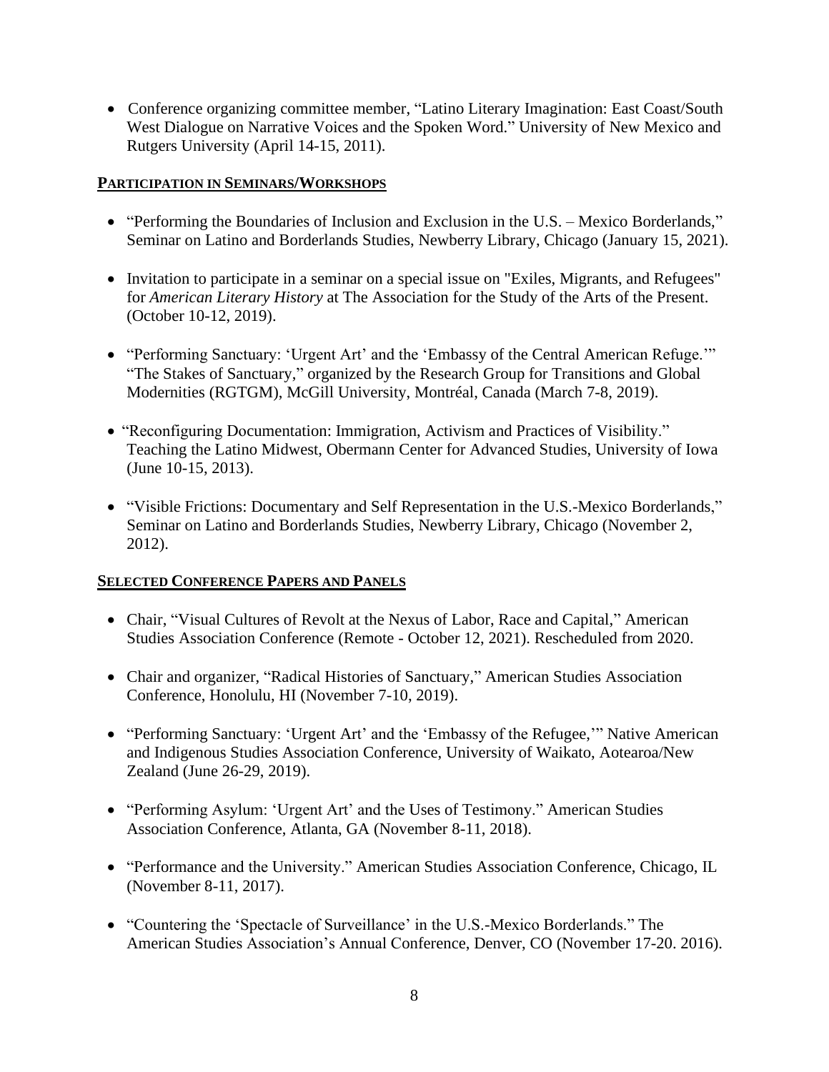- Conference organizing committee member, "Latino Literary Imagination: East Coast/South West Dialogue on Narrative Voices and the Spoken Word." University of New Mexico and Rutgers University (April 14-15, 2011).

## PARTICIPATION IN SEMINARS/WORKSHOPS

- "Performing the Boundaries of Inclusion and Exclusion in the U.S. – Mexico Borderlands," Seminar on Latino and Borderlands Studies, Newberry Library, Chicago (January 15, 2021).

- Invitation to participate in a seminar on a special issue on "Exiles, Migrants, and Refugees" for *American Literary History* at The Association for the Study of the Arts of the Present. (October 10-12, 2019).

- "Performing Sanctuary: 'Urgent Art' and the 'Embassy of the Central American Refuge.'" "The Stakes of Sanctuary," organized by the Research Group for Transitions and Global Modernities (RGTGM), McGill University, Montréal, Canada (March 7-8, 2019).

- "Reconfiguring Documentation: Immigration, Activism and Practices of Visibility." Teaching the Latino Midwest, Obermann Center for Advanced Studies, University of Iowa (June 10-15, 2013).

- "Visible Frictions: Documentary and Self Representation in the U.S.-Mexico Borderlands," Seminar on Latino and Borderlands Studies, Newberry Library, Chicago (November 2, 2012).

## SELECTED CONFERENCE PAPERS AND PANELS

- Chair, "Visual Cultures of Revolt at the Nexus of Labor, Race and Capital," American Studies Association Conference (Remote - October 12, 2021). Rescheduled from 2020.

- Chair and organizer, "Radical Histories of Sanctuary," American Studies Association Conference, Honolulu, HI (November 7-10, 2019).

- "Performing Sanctuary: 'Urgent Art' and the 'Embassy of the Refugee,'" Native American and Indigenous Studies Association Conference, University of Waikato, Aotearoa/New Zealand (June 26-29, 2019).

- "Performing Asylum: 'Urgent Art' and the Uses of Testimony." American Studies Association Conference, Atlanta, GA (November 8-11, 2018).

- "Performance and the University." American Studies Association Conference, Chicago, IL (November 8-11, 2017).

- "Countering the 'Spectacle of Surveillance' in the U.S.-Mexico Borderlands." The American Studies Association's Annual Conference, Denver, CO (November 17-20. 2016).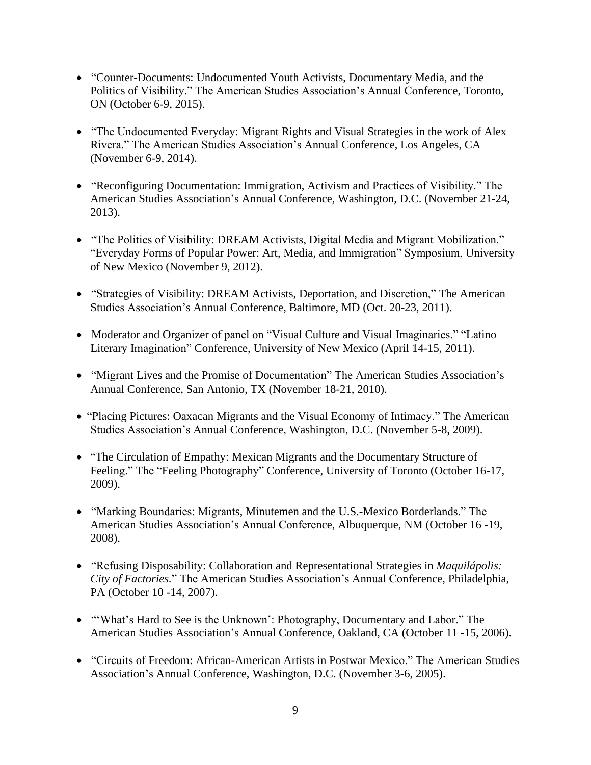- "Counter-Documents: Undocumented Youth Activists, Documentary Media, and the Politics of Visibility." The American Studies Association's Annual Conference, Toronto, ON (October 6-9, 2015).

- "The Undocumented Everyday: Migrant Rights and Visual Strategies in the work of Alex Rivera." The American Studies Association's Annual Conference, Los Angeles, CA (November 6-9, 2014).

- "Reconfiguring Documentation: Immigration, Activism and Practices of Visibility." The American Studies Association's Annual Conference, Washington, D.C. (November 21-24, 2013).

- "The Politics of Visibility: DREAM Activists, Digital Media and Migrant Mobilization." "Everyday Forms of Popular Power: Art, Media, and Immigration" Symposium, University of New Mexico (November 9, 2012).

- "Strategies of Visibility: DREAM Activists, Deportation, and Discretion," The American Studies Association's Annual Conference, Baltimore, MD (Oct. 20-23, 2011).

- Moderator and Organizer of panel on "Visual Culture and Visual Imaginaries." "Latino Literary Imagination" Conference, University of New Mexico (April 14-15, 2011).

- "Migrant Lives and the Promise of Documentation" The American Studies Association's Annual Conference, San Antonio, TX (November 18-21, 2010).

- "Placing Pictures: Oaxacan Migrants and the Visual Economy of Intimacy." The American Studies Association's Annual Conference, Washington, D.C. (November 5-8, 2009).

- "The Circulation of Empathy: Mexican Migrants and the Documentary Structure of Feeling." The "Feeling Photography" Conference, University of Toronto (October 16-17, 2009).

- "Marking Boundaries: Migrants, Minutemen and the U.S.-Mexico Borderlands." The American Studies Association's Annual Conference, Albuquerque, NM (October 16 -19, 2008).

- "Refusing Disposability: Collaboration and Representational Strategies in *Maquilápolis: City of Factories.*" The American Studies Association's Annual Conference, Philadelphia, PA (October 10 -14, 2007).

- "'What's Hard to See is the Unknown': Photography, Documentary and Labor." The American Studies Association's Annual Conference, Oakland, CA (October 11 -15, 2006).

- "Circuits of Freedom: African-American Artists in Postwar Mexico." The American Studies Association's Annual Conference, Washington, D.C. (November 3-6, 2005).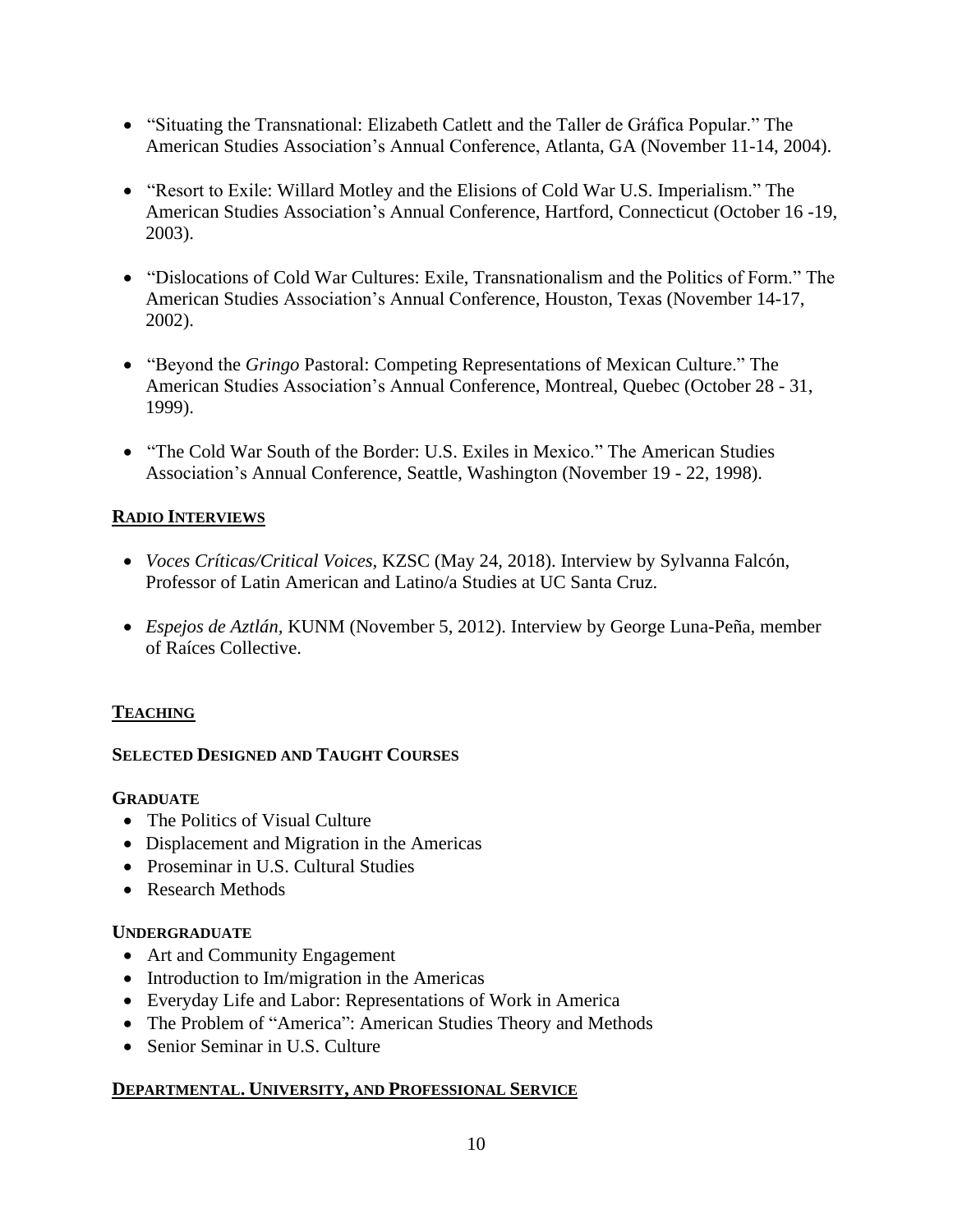- "Situating the Transnational: Elizabeth Catlett and the Taller de Gráfica Popular." The American Studies Association's Annual Conference, Atlanta, GA (November 11-14, 2004).

- "Resort to Exile: Willard Motley and the Elisions of Cold War U.S. Imperialism." The American Studies Association's Annual Conference, Hartford, Connecticut (October 16 -19, 2003).

- "Dislocations of Cold War Cultures: Exile, Transnationalism and the Politics of Form." The American Studies Association's Annual Conference, Houston, Texas (November 14-17, 2002).

- "Beyond the *Gringo* Pastoral: Competing Representations of Mexican Culture." The American Studies Association's Annual Conference, Montreal, Quebec (October 28 - 31, 1999).

- "The Cold War South of the Border: U.S. Exiles in Mexico." The American Studies Association's Annual Conference, Seattle, Washington (November 19 - 22, 1998).

## RADIO INTERVIEWS

- *Voces Críticas/Critical Voices,* KZSC (May 24, 2018). Interview by Sylvanna Falcón, Professor of Latin American and Latino/a Studies at UC Santa Cruz.

- *Espejos de Aztlán,* KUNM (November 5, 2012). Interview by George Luna-Peña, member of Raíces Collective.

## TEACHING

### SELECTED DESIGNED AND TAUGHT COURSES

#### GRADUATE

- The Politics of Visual Culture
- Displacement and Migration in the Americas
- Proseminar in U.S. Cultural Studies
- Research Methods

#### UNDERGRADUATE

- Art and Community Engagement
- Introduction to Im/migration in the Americas
- Everyday Life and Labor: Representations of Work in America
- The Problem of "America": American Studies Theory and Methods
- Senior Seminar in U.S. Culture

## DEPARTMENTAL. UNIVERSITY, AND PROFESSIONAL SERVICE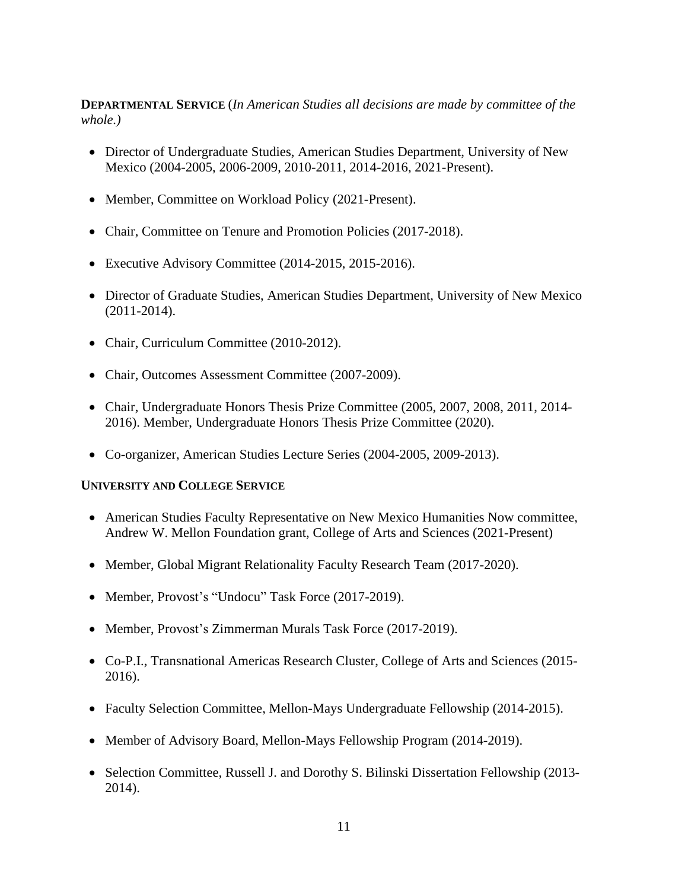**DEPARTMENTAL SERVICE** (*In American Studies all decisions are made by committee of the whole.)*

- Director of Undergraduate Studies, American Studies Department, University of New Mexico (2004-2005, 2006-2009, 2010-2011, 2014-2016, 2021-Present).
- Member, Committee on Workload Policy (2021-Present).
- Chair, Committee on Tenure and Promotion Policies (2017-2018).
- Executive Advisory Committee (2014-2015, 2015-2016).
- Director of Graduate Studies, American Studies Department, University of New Mexico (2011-2014).
- Chair, Curriculum Committee (2010-2012).
- Chair, Outcomes Assessment Committee (2007-2009).
- Chair, Undergraduate Honors Thesis Prize Committee (2005, 2007, 2008, 2011, 2014-2016). Member, Undergraduate Honors Thesis Prize Committee (2020).
- Co-organizer, American Studies Lecture Series (2004-2005, 2009-2013).

**UNIVERSITY AND COLLEGE SERVICE**

- American Studies Faculty Representative on New Mexico Humanities Now committee, Andrew W. Mellon Foundation grant, College of Arts and Sciences (2021-Present)
- Member, Global Migrant Relationality Faculty Research Team (2017-2020).
- Member, Provost's "Undocu" Task Force (2017-2019).
- Member, Provost's Zimmerman Murals Task Force (2017-2019).
- Co-P.I., Transnational Americas Research Cluster, College of Arts and Sciences (2015-2016).
- Faculty Selection Committee, Mellon-Mays Undergraduate Fellowship (2014-2015).
- Member of Advisory Board, Mellon-Mays Fellowship Program (2014-2019).
- Selection Committee, Russell J. and Dorothy S. Bilinski Dissertation Fellowship (2013-2014).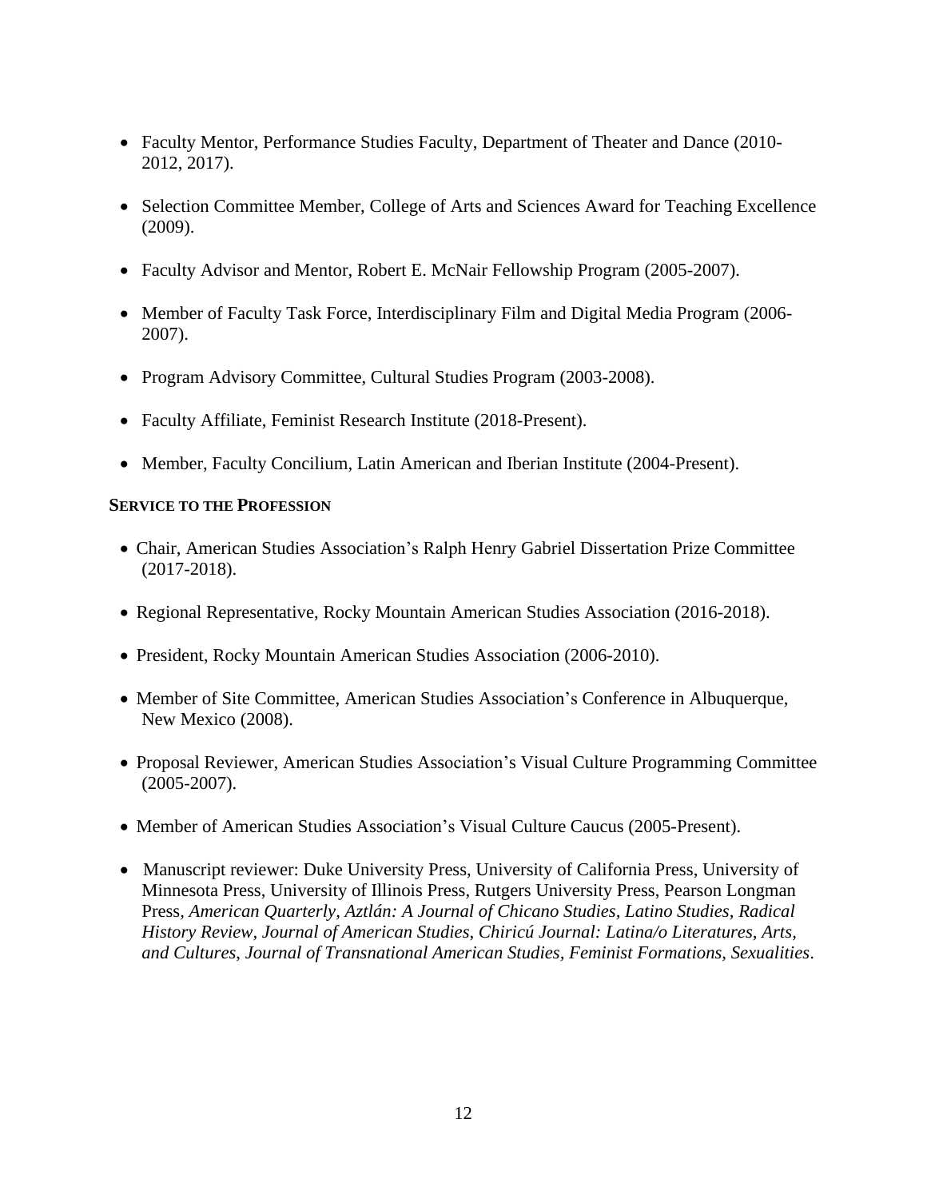- Faculty Mentor, Performance Studies Faculty, Department of Theater and Dance (2010-2012, 2017).
- Selection Committee Member, College of Arts and Sciences Award for Teaching Excellence (2009).
- Faculty Advisor and Mentor, Robert E. McNair Fellowship Program (2005-2007).
- Member of Faculty Task Force, Interdisciplinary Film and Digital Media Program (2006-2007).
- Program Advisory Committee, Cultural Studies Program (2003-2008).
- Faculty Affiliate, Feminist Research Institute (2018-Present).
- Member, Faculty Concilium, Latin American and Iberian Institute (2004-Present).

### SERVICE TO THE PROFESSION

- Chair, American Studies Association's Ralph Henry Gabriel Dissertation Prize Committee (2017-2018).
- Regional Representative, Rocky Mountain American Studies Association (2016-2018).
- President, Rocky Mountain American Studies Association (2006-2010).
- Member of Site Committee, American Studies Association's Conference in Albuquerque, New Mexico (2008).
- Proposal Reviewer, American Studies Association's Visual Culture Programming Committee (2005-2007).
- Member of American Studies Association's Visual Culture Caucus (2005-Present).
- Manuscript reviewer: Duke University Press, University of California Press, University of Minnesota Press, University of Illinois Press, Rutgers University Press, Pearson Longman Press, *American Quarterly*, *Aztlán: A Journal of Chicano Studies*, *Latino Studies*, *Radical History Review*, *Journal of American Studies*, *Chiricú Journal: Latina/o Literatures, Arts, and Cultures*, *Journal of Transnational American Studies*, *Feminist Formations*, *Sexualities*.